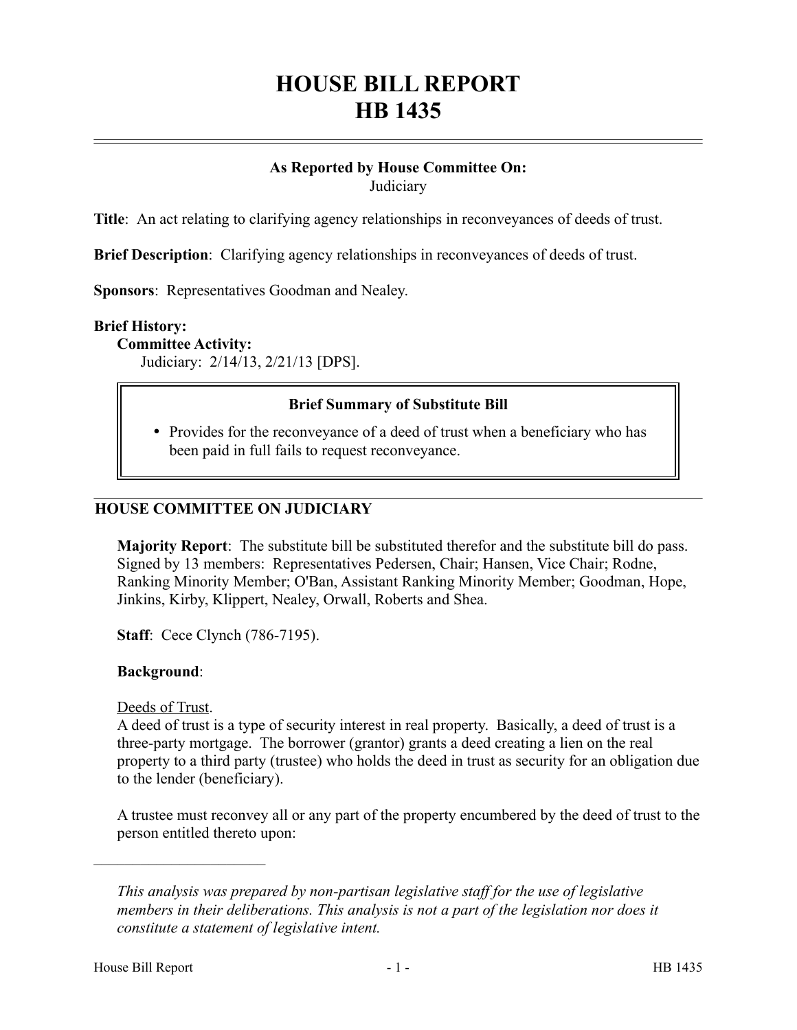# HOUSE BILL REPORT
# HB 1435

**As Reported by House Committee On:**
Judiciary

**Title**: An act relating to clarifying agency relationships in reconveyances of deeds of trust.

**Brief Description**: Clarifying agency relationships in reconveyances of deeds of trust.

**Sponsors**: Representatives Goodman and Nealey.

**Brief History:**

**Committee Activity:**

Judiciary: 2/14/13, 2/21/13 [DPS].

> **Brief Summary of Substitute Bill**
>
> - Provides for the reconveyance of a deed of trust when a beneficiary who has been paid in full fails to request reconveyance.

## HOUSE COMMITTEE ON JUDICIARY

**Majority Report**: The substitute bill be substituted therefor and the substitute bill do pass. Signed by 13 members: Representatives Pedersen, Chair; Hansen, Vice Chair; Rodne, Ranking Minority Member; O'Ban, Assistant Ranking Minority Member; Goodman, Hope, Jinkins, Kirby, Klippert, Nealey, Orwall, Roberts and Shea.

**Staff**: Cece Clynch (786-7195).

**Background**:

Deeds of Trust.

A deed of trust is a type of security interest in real property. Basically, a deed of trust is a three-party mortgage. The borrower (grantor) grants a deed creating a lien on the real property to a third party (trustee) who holds the deed in trust as security for an obligation due to the lender (beneficiary).

A trustee must reconvey all or any part of the property encumbered by the deed of trust to the person entitled thereto upon:

---

*This analysis was prepared by non-partisan legislative staff for the use of legislative members in their deliberations. This analysis is not a part of the legislation nor does it constitute a statement of legislative intent.*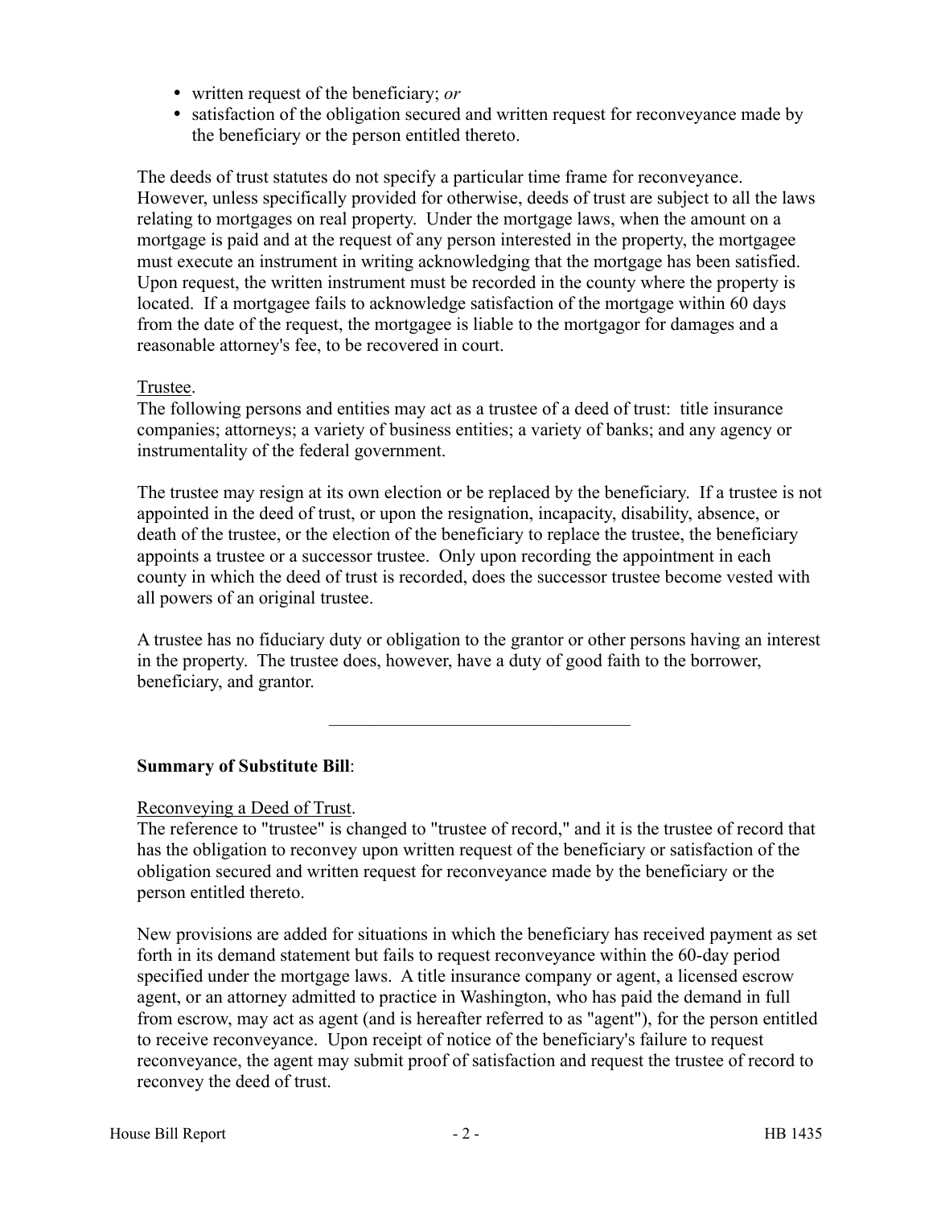- written request of the beneficiary; *or*
- satisfaction of the obligation secured and written request for reconveyance made by the beneficiary or the person entitled thereto.

The deeds of trust statutes do not specify a particular time frame for reconveyance. However, unless specifically provided for otherwise, deeds of trust are subject to all the laws relating to mortgages on real property. Under the mortgage laws, when the amount on a mortgage is paid and at the request of any person interested in the property, the mortgagee must execute an instrument in writing acknowledging that the mortgage has been satisfied. Upon request, the written instrument must be recorded in the county where the property is located. If a mortgagee fails to acknowledge satisfaction of the mortgage within 60 days from the date of the request, the mortgagee is liable to the mortgagor for damages and a reasonable attorney's fee, to be recovered in court.

Trustee.

The following persons and entities may act as a trustee of a deed of trust: title insurance companies; attorneys; a variety of business entities; a variety of banks; and any agency or instrumentality of the federal government.

The trustee may resign at its own election or be replaced by the beneficiary. If a trustee is not appointed in the deed of trust, or upon the resignation, incapacity, disability, absence, or death of the trustee, or the election of the beneficiary to replace the trustee, the beneficiary appoints a trustee or a successor trustee. Only upon recording the appointment in each county in which the deed of trust is recorded, does the successor trustee become vested with all powers of an original trustee.

A trustee has no fiduciary duty or obligation to the grantor or other persons having an interest in the property. The trustee does, however, have a duty of good faith to the borrower, beneficiary, and grantor.

---

**Summary of Substitute Bill**:

Reconveying a Deed of Trust.

The reference to "trustee" is changed to "trustee of record," and it is the trustee of record that has the obligation to reconvey upon written request of the beneficiary or satisfaction of the obligation secured and written request for reconveyance made by the beneficiary or the person entitled thereto.

New provisions are added for situations in which the beneficiary has received payment as set forth in its demand statement but fails to request reconveyance within the 60-day period specified under the mortgage laws. A title insurance company or agent, a licensed escrow agent, or an attorney admitted to practice in Washington, who has paid the demand in full from escrow, may act as agent (and is hereafter referred to as "agent"), for the person entitled to receive reconveyance. Upon receipt of notice of the beneficiary's failure to request reconveyance, the agent may submit proof of satisfaction and request the trustee of record to reconvey the deed of trust.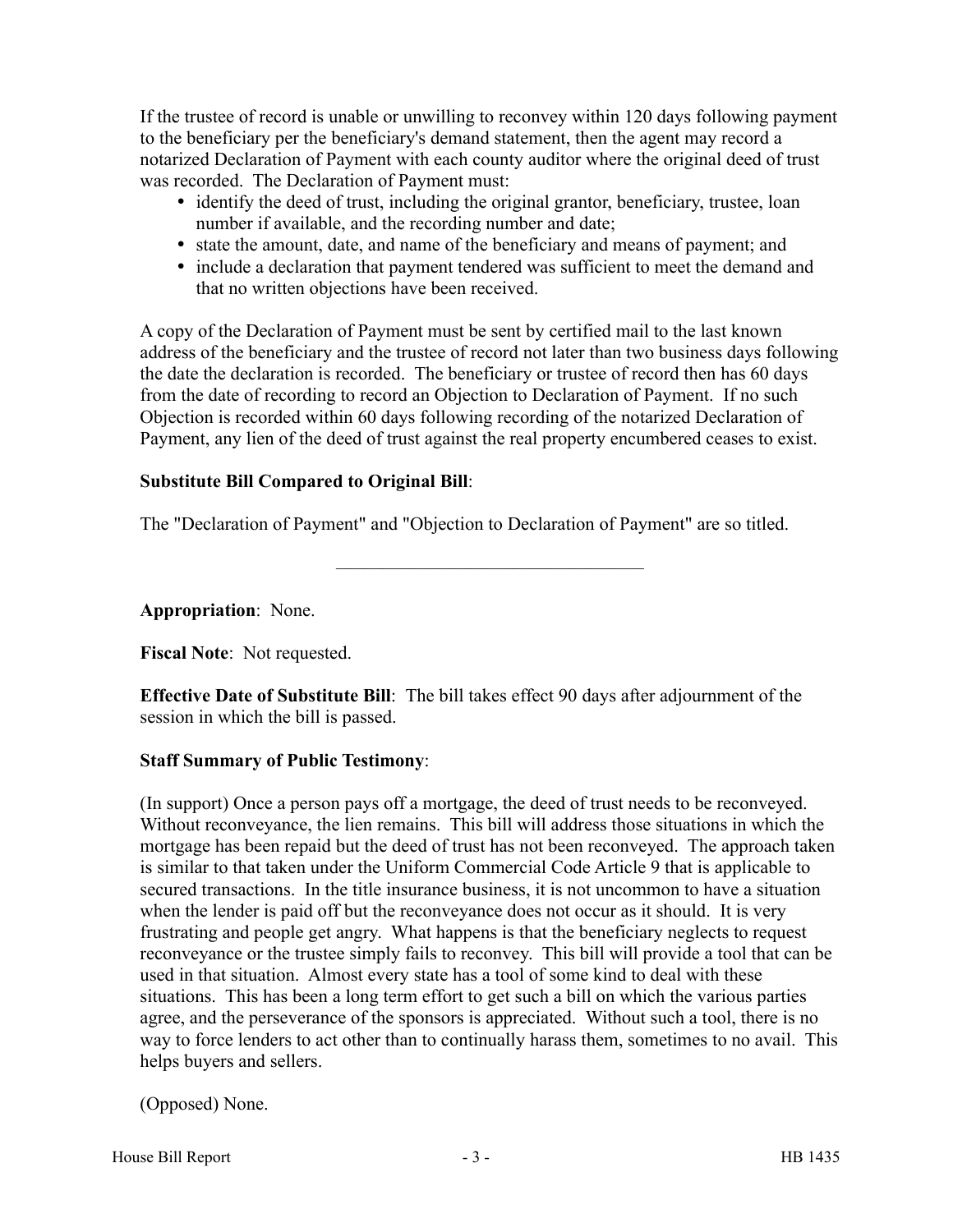If the trustee of record is unable or unwilling to reconvey within 120 days following payment to the beneficiary per the beneficiary's demand statement, then the agent may record a notarized Declaration of Payment with each county auditor where the original deed of trust was recorded. The Declaration of Payment must:

- identify the deed of trust, including the original grantor, beneficiary, trustee, loan number if available, and the recording number and date;
- state the amount, date, and name of the beneficiary and means of payment; and
- include a declaration that payment tendered was sufficient to meet the demand and that no written objections have been received.

A copy of the Declaration of Payment must be sent by certified mail to the last known address of the beneficiary and the trustee of record not later than two business days following the date the declaration is recorded. The beneficiary or trustee of record then has 60 days from the date of recording to record an Objection to Declaration of Payment. If no such Objection is recorded within 60 days following recording of the notarized Declaration of Payment, any lien of the deed of trust against the real property encumbered ceases to exist.

**Substitute Bill Compared to Original Bill**:

The "Declaration of Payment" and "Objection to Declaration of Payment" are so titled.

---

**Appropriation**: None.

**Fiscal Note**: Not requested.

**Effective Date of Substitute Bill**: The bill takes effect 90 days after adjournment of the session in which the bill is passed.

**Staff Summary of Public Testimony**:

(In support) Once a person pays off a mortgage, the deed of trust needs to be reconveyed. Without reconveyance, the lien remains. This bill will address those situations in which the mortgage has been repaid but the deed of trust has not been reconveyed. The approach taken is similar to that taken under the Uniform Commercial Code Article 9 that is applicable to secured transactions. In the title insurance business, it is not uncommon to have a situation when the lender is paid off but the reconveyance does not occur as it should. It is very frustrating and people get angry. What happens is that the beneficiary neglects to request reconveyance or the trustee simply fails to reconvey. This bill will provide a tool that can be used in that situation. Almost every state has a tool of some kind to deal with these situations. This has been a long term effort to get such a bill on which the various parties agree, and the perseverance of the sponsors is appreciated. Without such a tool, there is no way to force lenders to act other than to continually harass them, sometimes to no avail. This helps buyers and sellers.

(Opposed) None.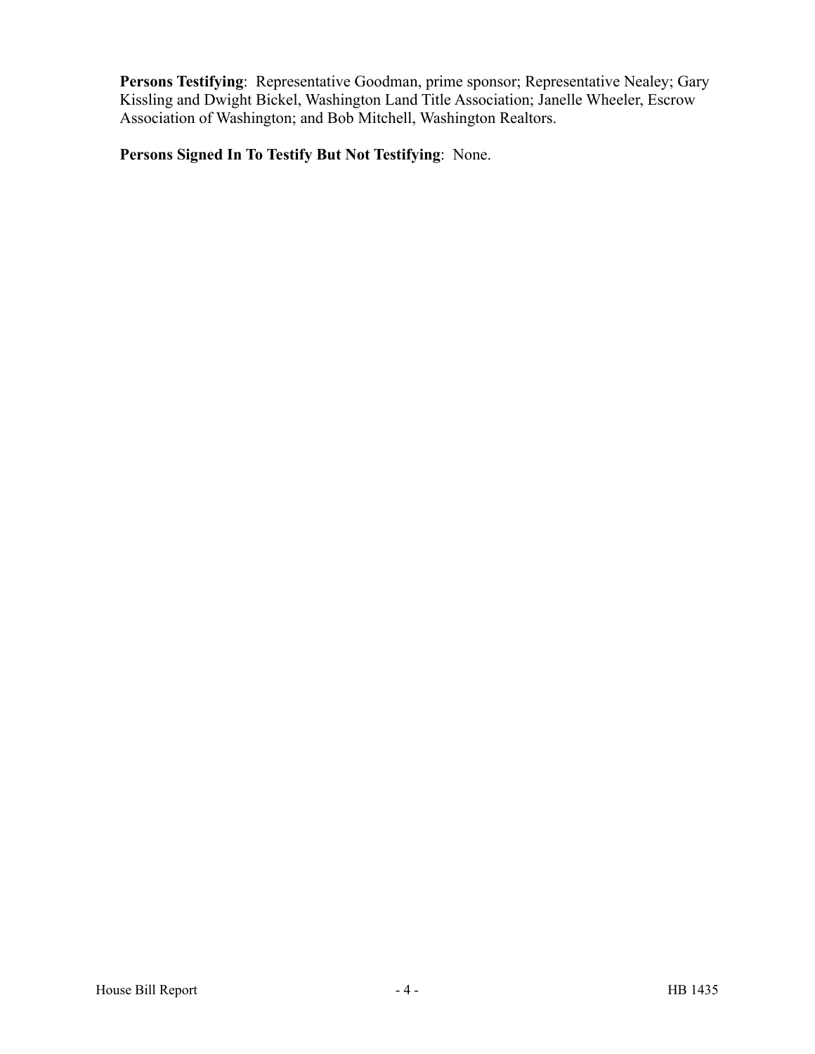**Persons Testifying**: Representative Goodman, prime sponsor; Representative Nealey; Gary Kissling and Dwight Bickel, Washington Land Title Association; Janelle Wheeler, Escrow Association of Washington; and Bob Mitchell, Washington Realtors.

**Persons Signed In To Testify But Not Testifying**: None.